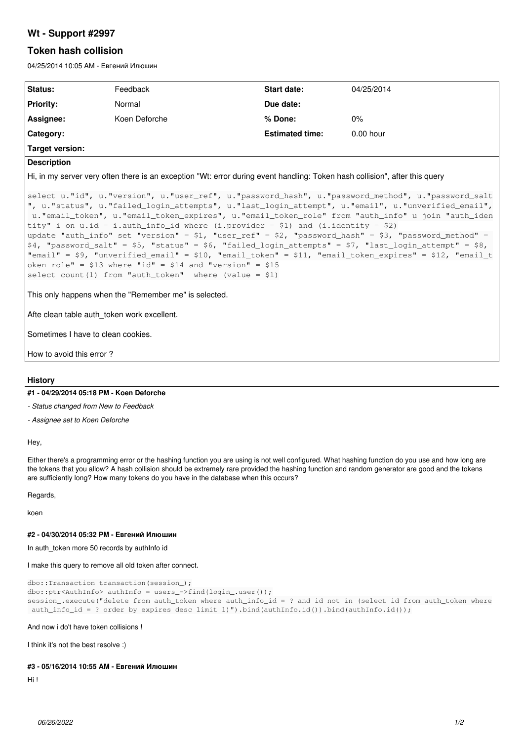# Wt - Support #2997

## Token hash collision

04/25/2014 10:05 AM - Евгений Илюшин

| Status: | Feedback | Start date: | 04/25/2014 |
|---|---|---|---|
| Priority: | Normal | Due date: | |
| Assignee: | Koen Deforche | % Done: | 0% |
| Category: | | Estimated time: | 0.00 hour |
| Target version: | | | |

**Description**

Hi, in my server very often there is an exception "Wt: error during event handling: Token hash collision", after this query

```
select u."id", u."version", u."user_ref", u."password_hash", u."password_method", u."password_salt", u."status", u."failed_login_attempts", u."last_login_attempt", u."email", u."unverified_email", u."email_token", u."email_token_expires", u."email_token_role" from "auth_info" u join "auth_identity" i on u.id = i.auth_info_id where (i.provider = $1) and (i.identity = $2)
update "auth_info" set "version" = $1, "user_ref" = $2, "password_hash" = $3, "password_method" = $4, "password_salt" = $5, "status" = $6, "failed_login_attempts" = $7, "last_login_attempt" = $8, "email" = $9, "unverified_email" = $10, "email_token" = $11, "email_token_expires" = $12, "email_token_role" = $13 where "id" = $14 and "version" = $15
select count(1) from "auth_token"  where (value = $1)
```

This only happens when the "Remember me" is selected.

Afte clean table auth_token work excellent.

Sometimes I have to clean cookies.

How to avoid this error ?

### History

#### #1 - 04/29/2014 05:18 PM - Koen Deforche

*- Status changed from New to Feedback*

*- Assignee set to Koen Deforche*

Hey,

Either there's a programming error or the hashing function you are using is not well configured. What hashing function do you use and how long are the tokens that you allow? A hash collision should be extremely rare provided the hashing function and random generator are good and the tokens are sufficiently long? How many tokens do you have in the database when this occurs?

Regards,

koen

#### #2 - 04/30/2014 05:32 PM - Евгений Илюшин

In auth_token more 50 records by authInfo id

I make this query to remove all old token after connect.

```
dbo::Transaction transaction(session_);
dbo::ptr<AuthInfo> authInfo = users_->find(login_.user());
session_.execute("delete from auth_token where auth_info_id = ? and id not in (select id from auth_token where auth_info_id = ? order by expires desc limit 1)").bind(authInfo.id()).bind(authInfo.id());
```

And now i do't have token collisions !

I think it's not the best resolve :)

#### #3 - 05/16/2014 10:55 AM - Евгений Илюшин

Hi !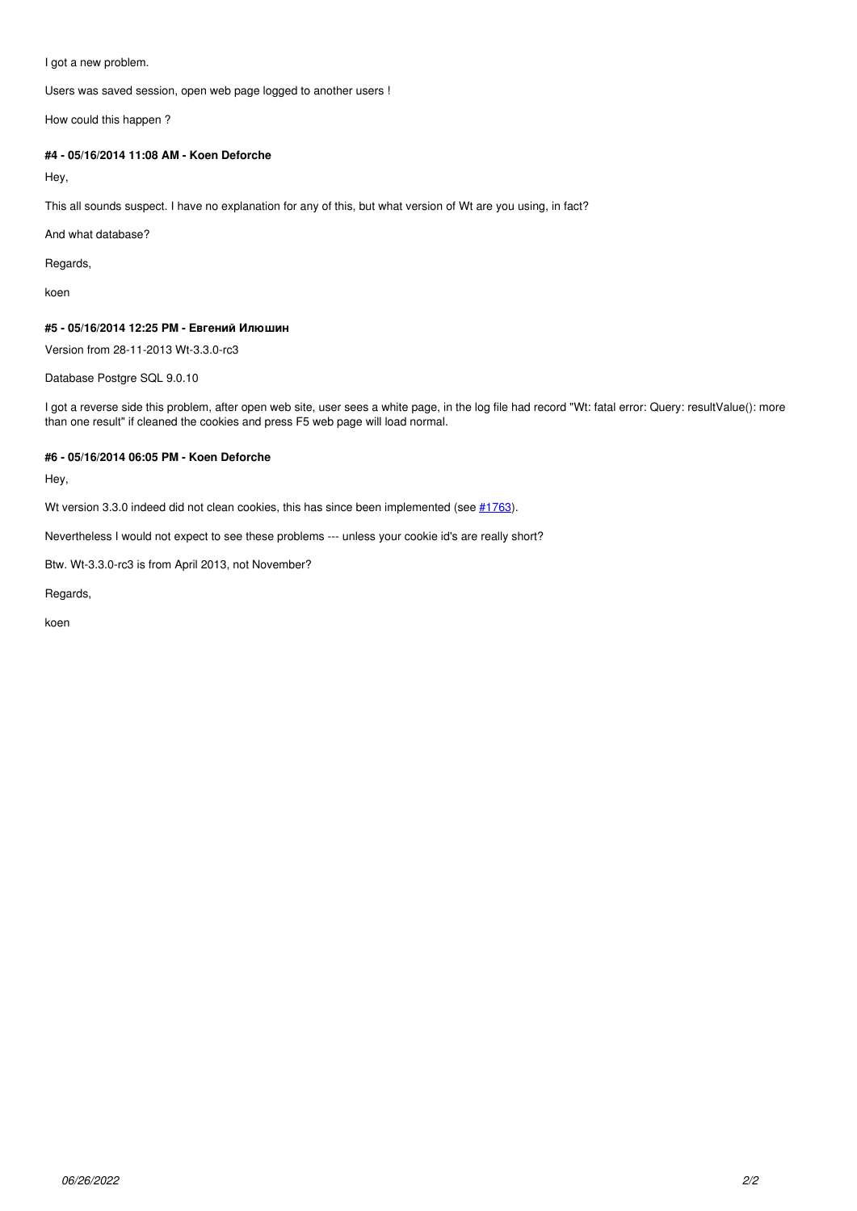I got a new problem.

Users was saved session, open web page logged to another users !

How could this happen ?

#### #4 - 05/16/2014 11:08 AM - Koen Deforche

Hey,

This all sounds suspect. I have no explanation for any of this, but what version of Wt are you using, in fact?

And what database?

Regards,

koen

#### #5 - 05/16/2014 12:25 PM - Евгений Илюшин

Version from 28-11-2013 Wt-3.3.0-rc3

Database Postgre SQL 9.0.10

I got a reverse side this problem, after open web site, user sees a white page, in the log file had record "Wt: fatal error: Query: resultValue(): more than one result" if cleaned the cookies and press F5 web page will load normal.

#### #6 - 05/16/2014 06:05 PM - Koen Deforche

Hey,

Wt version 3.3.0 indeed did not clean cookies, this has since been implemented (see #1763).

Nevertheless I would not expect to see these problems --- unless your cookie id's are really short?

Btw. Wt-3.3.0-rc3 is from April 2013, not November?

Regards,

koen